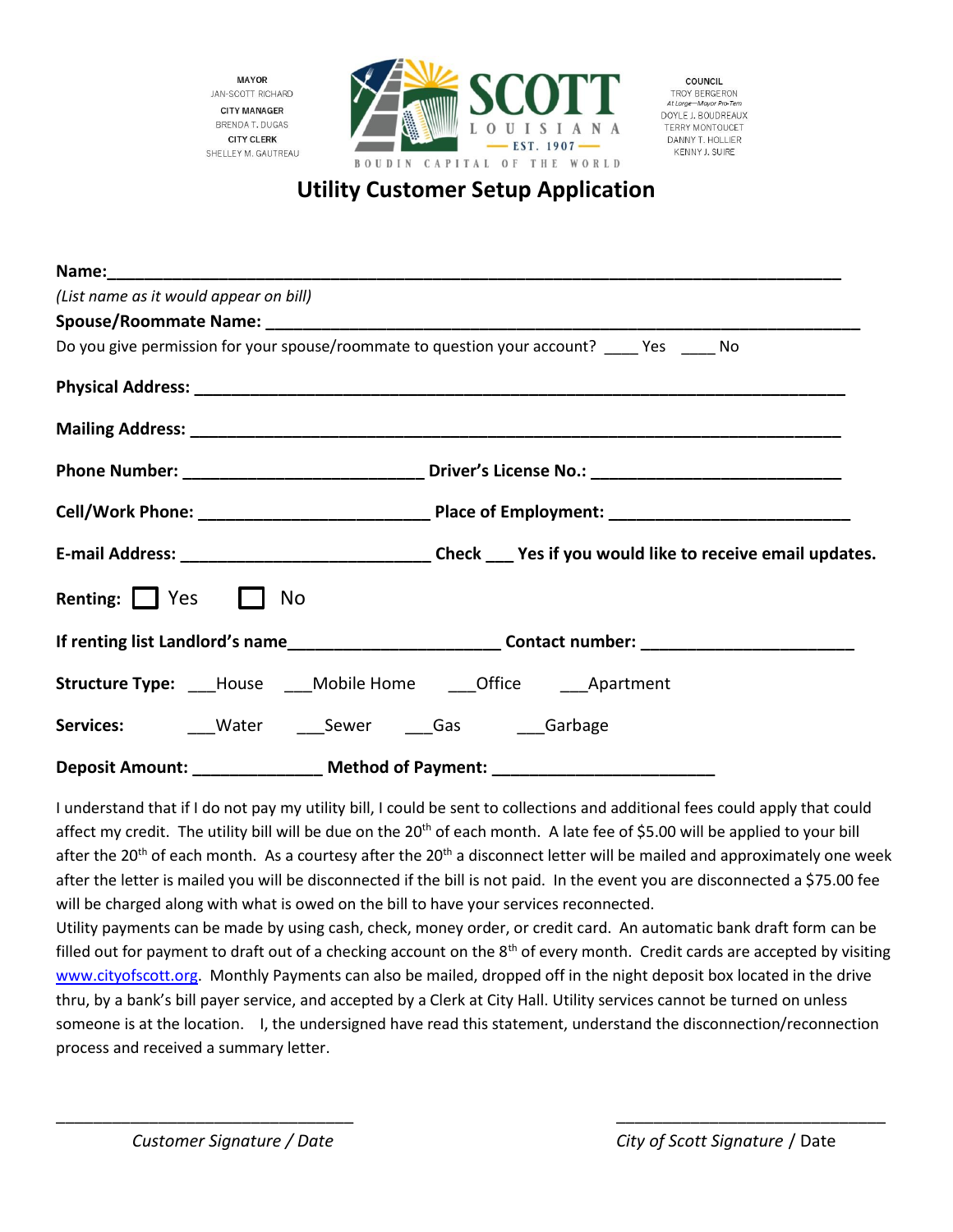MAYOR
JAN-SCOTT RICHARD
CITY MANAGER
BRENDA T. DUGAS
CITY CLERK
SHELLEY M. GAUTREAU

SCOTT
LOUISIANA
EST. 1907
BOUDIN CAPITAL OF THE WORLD

COUNCIL
TROY BERGERON
*At Large—Mayor Pro-Tem*
DOYLE J. BOUDREAUX
TERRY MONTOUCET
DANNY T. HOLLIER
KENNY J. SUIRE

# Utility Customer Setup Application

**Name:**_______________________________________________________________________________

*(List name as it would appear on bill)*

**Spouse/Roommate Name:** ________________________________________________________________

Do you give permission for your spouse/roommate to question your account? ____ Yes ____ No

**Physical Address:** _______________________________________________________________________

**Mailing Address:** ________________________________________________________________________

**Phone Number:** __________________________ **Driver's License No.:** ___________________________

**Cell/Work Phone:** _________________________ **Place of Employment:** ___________________________

**E-mail Address:** ___________________________ **Check ___ Yes if you would like to receive email updates.**

**Renting:** ☐ Yes ☐ No

**If renting list Landlord's name**______________________ **Contact number:** _______________________

**Structure Type:** ___House ___Mobile Home ___Office ___Apartment

**Services:** ___Water ___Sewer ___Gas ___Garbage

**Deposit Amount:** ______________ **Method of Payment:** ________________________

I understand that if I do not pay my utility bill, I could be sent to collections and additional fees could apply that could affect my credit. The utility bill will be due on the 20th of each month. A late fee of $5.00 will be applied to your bill after the 20th of each month. As a courtesy after the 20th a disconnect letter will be mailed and approximately one week after the letter is mailed you will be disconnected if the bill is not paid. In the event you are disconnected a $75.00 fee will be charged along with what is owed on the bill to have your services reconnected.

Utility payments can be made by using cash, check, money order, or credit card. An automatic bank draft form can be filled out for payment to draft out of a checking account on the 8th of every month. Credit cards are accepted by visiting www.cityofscott.org. Monthly Payments can also be mailed, dropped off in the night deposit box located in the drive thru, by a bank's bill payer service, and accepted by a Clerk at City Hall. Utility services cannot be turned on unless someone is at the location. I, the undersigned have read this statement, understand the disconnection/reconnection process and received a summary letter.

_________________________________ _______________________________

*Customer Signature / Date* *City of Scott Signature* / Date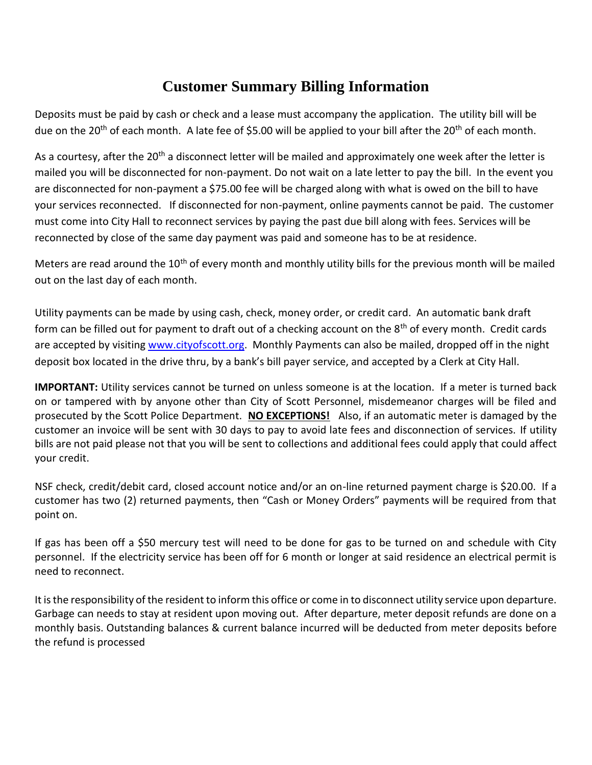# Customer Summary Billing Information

Deposits must be paid by cash or check and a lease must accompany the application. The utility bill will be due on the 20th of each month. A late fee of $5.00 will be applied to your bill after the 20th of each month.

As a courtesy, after the 20th a disconnect letter will be mailed and approximately one week after the letter is mailed you will be disconnected for non-payment. Do not wait on a late letter to pay the bill. In the event you are disconnected for non-payment a $75.00 fee will be charged along with what is owed on the bill to have your services reconnected. If disconnected for non-payment, online payments cannot be paid. The customer must come into City Hall to reconnect services by paying the past due bill along with fees. Services will be reconnected by close of the same day payment was paid and someone has to be at residence.

Meters are read around the 10th of every month and monthly utility bills for the previous month will be mailed out on the last day of each month.

Utility payments can be made by using cash, check, money order, or credit card. An automatic bank draft form can be filled out for payment to draft out of a checking account on the 8th of every month. Credit cards are accepted by visiting [www.cityofscott.org](http://www.cityofscott.org). Monthly Payments can also be mailed, dropped off in the night deposit box located in the drive thru, by a bank's bill payer service, and accepted by a Clerk at City Hall.

**IMPORTANT:** Utility services cannot be turned on unless someone is at the location. If a meter is turned back on or tampered with by anyone other than City of Scott Personnel, misdemeanor charges will be filed and prosecuted by the Scott Police Department. **NO EXCEPTIONS!** Also, if an automatic meter is damaged by the customer an invoice will be sent with 30 days to pay to avoid late fees and disconnection of services. If utility bills are not paid please not that you will be sent to collections and additional fees could apply that could affect your credit.

NSF check, credit/debit card, closed account notice and/or an on-line returned payment charge is $20.00. If a customer has two (2) returned payments, then "Cash or Money Orders" payments will be required from that point on.

If gas has been off a $50 mercury test will need to be done for gas to be turned on and schedule with City personnel. If the electricity service has been off for 6 month or longer at said residence an electrical permit is need to reconnect.

It is the responsibility of the resident to inform this office or come in to disconnect utility service upon departure. Garbage can needs to stay at resident upon moving out. After departure, meter deposit refunds are done on a monthly basis. Outstanding balances & current balance incurred will be deducted from meter deposits before the refund is processed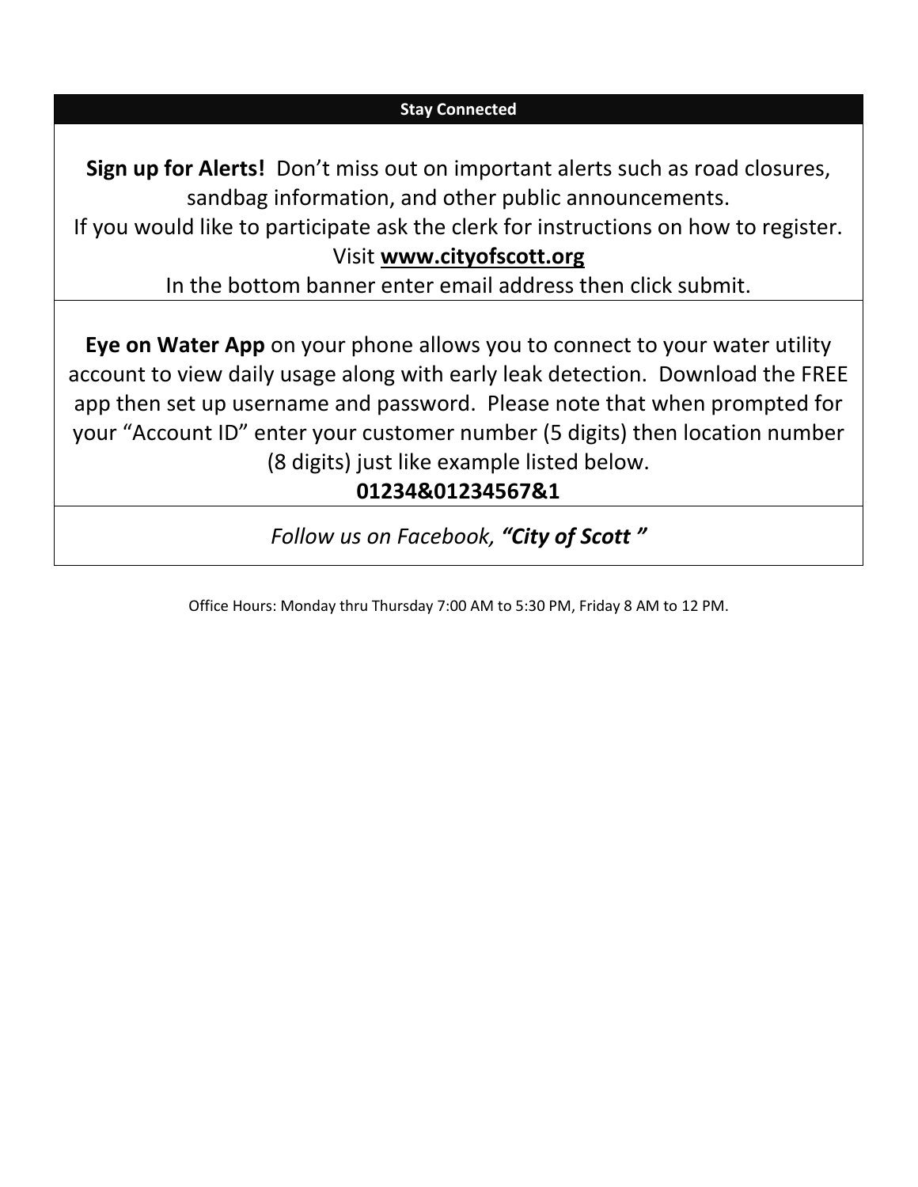## Stay Connected

**Sign up for Alerts!** Don't miss out on important alerts such as road closures, sandbag information, and other public announcements.
If you would like to participate ask the clerk for instructions on how to register.
Visit **www.cityofscott.org**
In the bottom banner enter email address then click submit.

---

**Eye on Water App** on your phone allows you to connect to your water utility account to view daily usage along with early leak detection. Download the FREE app then set up username and password. Please note that when prompted for your "Account ID" enter your customer number (5 digits) then location number (8 digits) just like example listed below.

**01234&01234567&1**

---

*Follow us on Facebook,* ***"City of Scott "***

Office Hours: Monday thru Thursday 7:00 AM to 5:30 PM, Friday 8 AM to 12 PM.